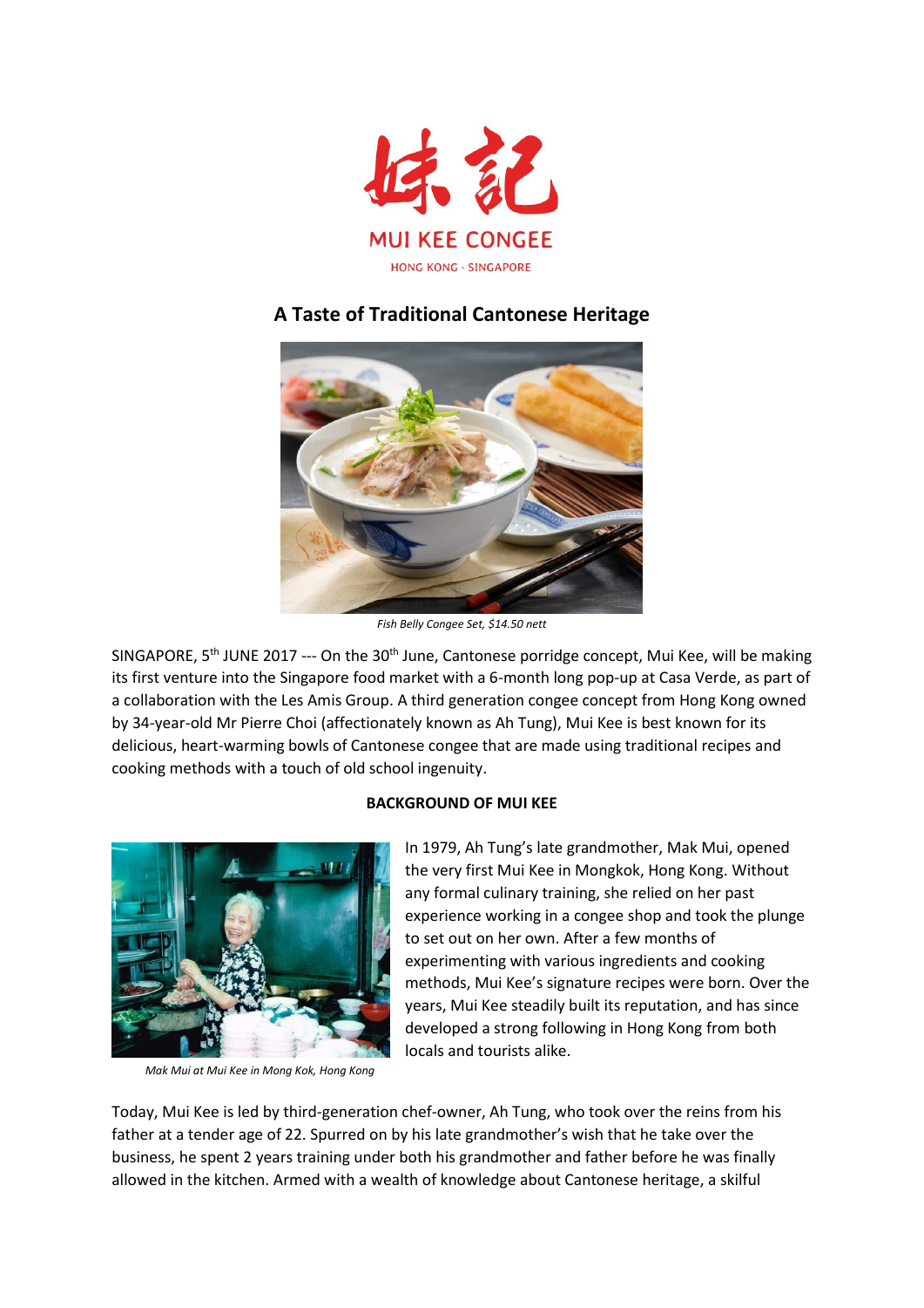妹記

MUI KEE CONGEE

HONG KONG · SINGAPORE

## A Taste of Traditional Cantonese Heritage

*Fish Belly Congee Set, $14.50 nett*

SINGAPORE, 5th JUNE 2017 --- On the 30th June, Cantonese porridge concept, Mui Kee, will be making its first venture into the Singapore food market with a 6-month long pop-up at Casa Verde, as part of a collaboration with the Les Amis Group. A third generation congee concept from Hong Kong owned by 34-year-old Mr Pierre Choi (affectionately known as Ah Tung), Mui Kee is best known for its delicious, heart-warming bowls of Cantonese congee that are made using traditional recipes and cooking methods with a touch of old school ingenuity.

**BACKGROUND OF MUI KEE**

In 1979, Ah Tung's late grandmother, Mak Mui, opened the very first Mui Kee in Mongkok, Hong Kong. Without any formal culinary training, she relied on her past experience working in a congee shop and took the plunge to set out on her own. After a few months of experimenting with various ingredients and cooking methods, Mui Kee's signature recipes were born. Over the years, Mui Kee steadily built its reputation, and has since developed a strong following in Hong Kong from both locals and tourists alike.

*Mak Mui at Mui Kee in Mong Kok, Hong Kong*

Today, Mui Kee is led by third-generation chef-owner, Ah Tung, who took over the reins from his father at a tender age of 22. Spurred on by his late grandmother's wish that he take over the business, he spent 2 years training under both his grandmother and father before he was finally allowed in the kitchen. Armed with a wealth of knowledge about Cantonese heritage, a skilful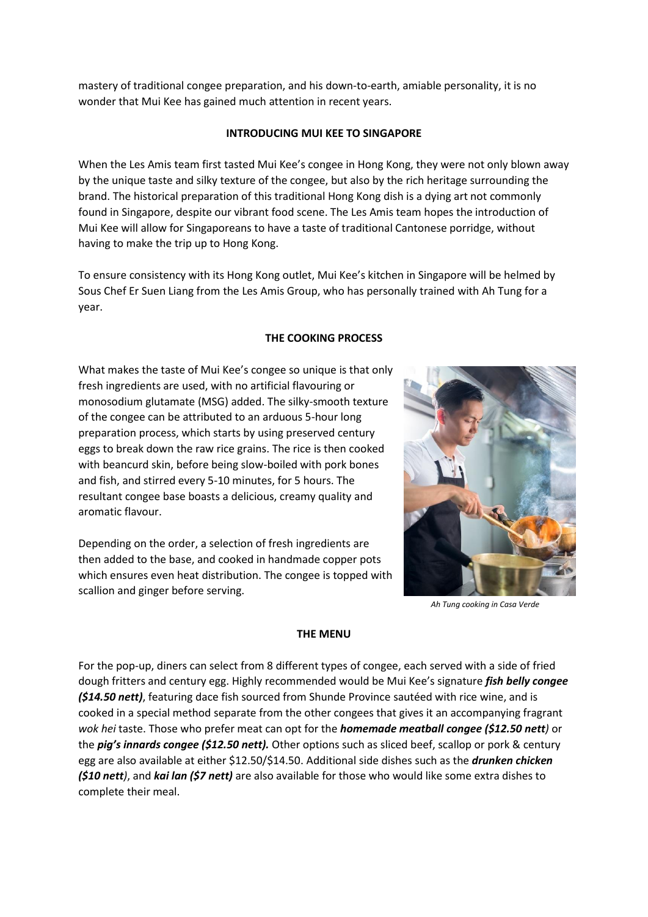mastery of traditional congee preparation, and his down-to-earth, amiable personality, it is no wonder that Mui Kee has gained much attention in recent years.

**INTRODUCING MUI KEE TO SINGAPORE**

When the Les Amis team first tasted Mui Kee's congee in Hong Kong, they were not only blown away by the unique taste and silky texture of the congee, but also by the rich heritage surrounding the brand. The historical preparation of this traditional Hong Kong dish is a dying art not commonly found in Singapore, despite our vibrant food scene. The Les Amis team hopes the introduction of Mui Kee will allow for Singaporeans to have a taste of traditional Cantonese porridge, without having to make the trip up to Hong Kong.

To ensure consistency with its Hong Kong outlet, Mui Kee's kitchen in Singapore will be helmed by Sous Chef Er Suen Liang from the Les Amis Group, who has personally trained with Ah Tung for a year.

**THE COOKING PROCESS**

What makes the taste of Mui Kee's congee so unique is that only fresh ingredients are used, with no artificial flavouring or monosodium glutamate (MSG) added. The silky-smooth texture of the congee can be attributed to an arduous 5-hour long preparation process, which starts by using preserved century eggs to break down the raw rice grains. The rice is then cooked with beancurd skin, before being slow-boiled with pork bones and fish, and stirred every 5-10 minutes, for 5 hours. The resultant congee base boasts a delicious, creamy quality and aromatic flavour.

Depending on the order, a selection of fresh ingredients are then added to the base, and cooked in handmade copper pots which ensures even heat distribution. The congee is topped with scallion and ginger before serving.

*Ah Tung cooking in Casa Verde*

**THE MENU**

For the pop-up, diners can select from 8 different types of congee, each served with a side of fried dough fritters and century egg. Highly recommended would be Mui Kee's signature ***fish belly congee ($14.50 nett)***, featuring dace fish sourced from Shunde Province sautéed with rice wine, and is cooked in a special method separate from the other congees that gives it an accompanying fragrant *wok hei* taste. Those who prefer meat can opt for the ***homemade meatball congee ($12.50 nett)*** or the ***pig's innards congee ($12.50 nett).*** Other options such as sliced beef, scallop or pork & century egg are also available at either $12.50/$14.50. Additional side dishes such as the ***drunken chicken ($10 nett)***, and ***kai lan ($7 nett)*** are also available for those who would like some extra dishes to complete their meal.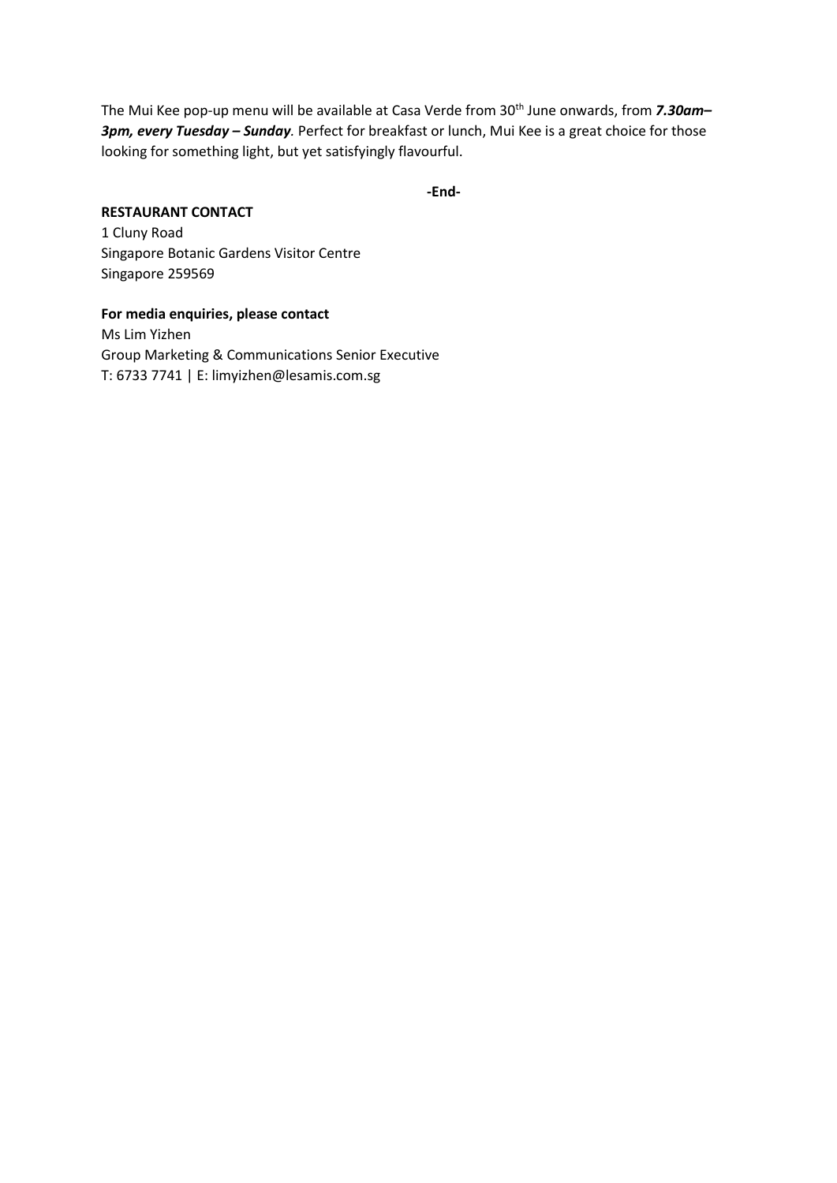The Mui Kee pop-up menu will be available at Casa Verde from 30th June onwards, from ***7.30am–3pm, every Tuesday – Sunday***. Perfect for breakfast or lunch, Mui Kee is a great choice for those looking for something light, but yet satisfyingly flavourful.

**-End-**

**RESTAURANT CONTACT**
1 Cluny Road
Singapore Botanic Gardens Visitor Centre
Singapore 259569

**For media enquiries, please contact**
Ms Lim Yizhen
Group Marketing & Communications Senior Executive
T: 6733 7741 | E: limyizhen@lesamis.com.sg